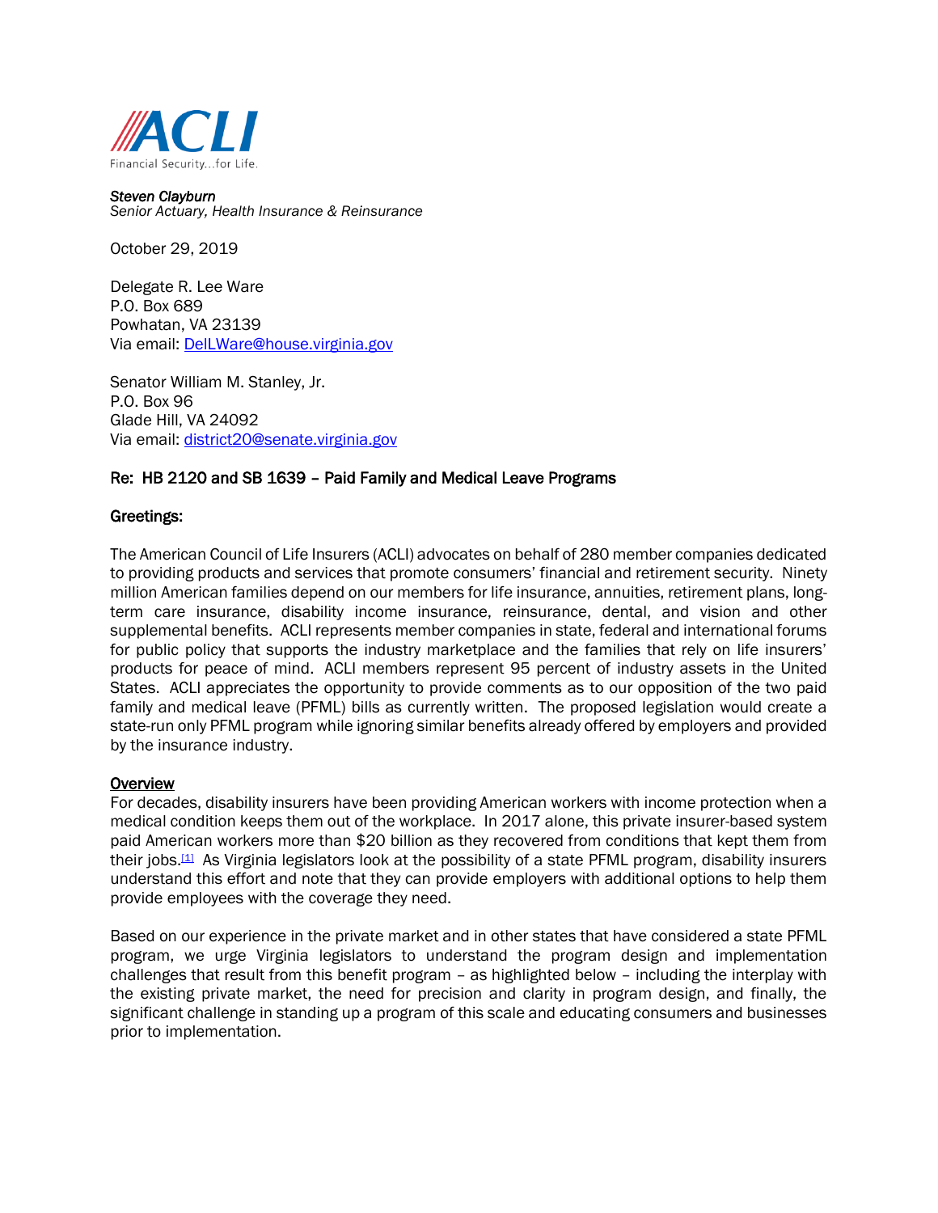ACLI

Financial Security...for Life.

*Steven Clayburn*
*Senior Actuary, Health Insurance & Reinsurance*

October 29, 2019

Delegate R. Lee Ware
P.O. Box 689
Powhatan, VA 23139
Via email: DelLWare@house.virginia.gov

Senator William M. Stanley, Jr.
P.O. Box 96
Glade Hill, VA 24092
Via email: district20@senate.virginia.gov

Re: HB 2120 and SB 1639 – Paid Family and Medical Leave Programs

Greetings:

The American Council of Life Insurers (ACLI) advocates on behalf of 280 member companies dedicated to providing products and services that promote consumers' financial and retirement security. Ninety million American families depend on our members for life insurance, annuities, retirement plans, long-term care insurance, disability income insurance, reinsurance, dental, and vision and other supplemental benefits. ACLI represents member companies in state, federal and international forums for public policy that supports the industry marketplace and the families that rely on life insurers' products for peace of mind. ACLI members represent 95 percent of industry assets in the United States. ACLI appreciates the opportunity to provide comments as to our opposition of the two paid family and medical leave (PFML) bills as currently written. The proposed legislation would create a state-run only PFML program while ignoring similar benefits already offered by employers and provided by the insurance industry.

## Overview

For decades, disability insurers have been providing American workers with income protection when a medical condition keeps them out of the workplace. In 2017 alone, this private insurer-based system paid American workers more than $20 billion as they recovered from conditions that kept them from their jobs.[1] As Virginia legislators look at the possibility of a state PFML program, disability insurers understand this effort and note that they can provide employers with additional options to help them provide employees with the coverage they need.

Based on our experience in the private market and in other states that have considered a state PFML program, we urge Virginia legislators to understand the program design and implementation challenges that result from this benefit program – as highlighted below – including the interplay with the existing private market, the need for precision and clarity in program design, and finally, the significant challenge in standing up a program of this scale and educating consumers and businesses prior to implementation.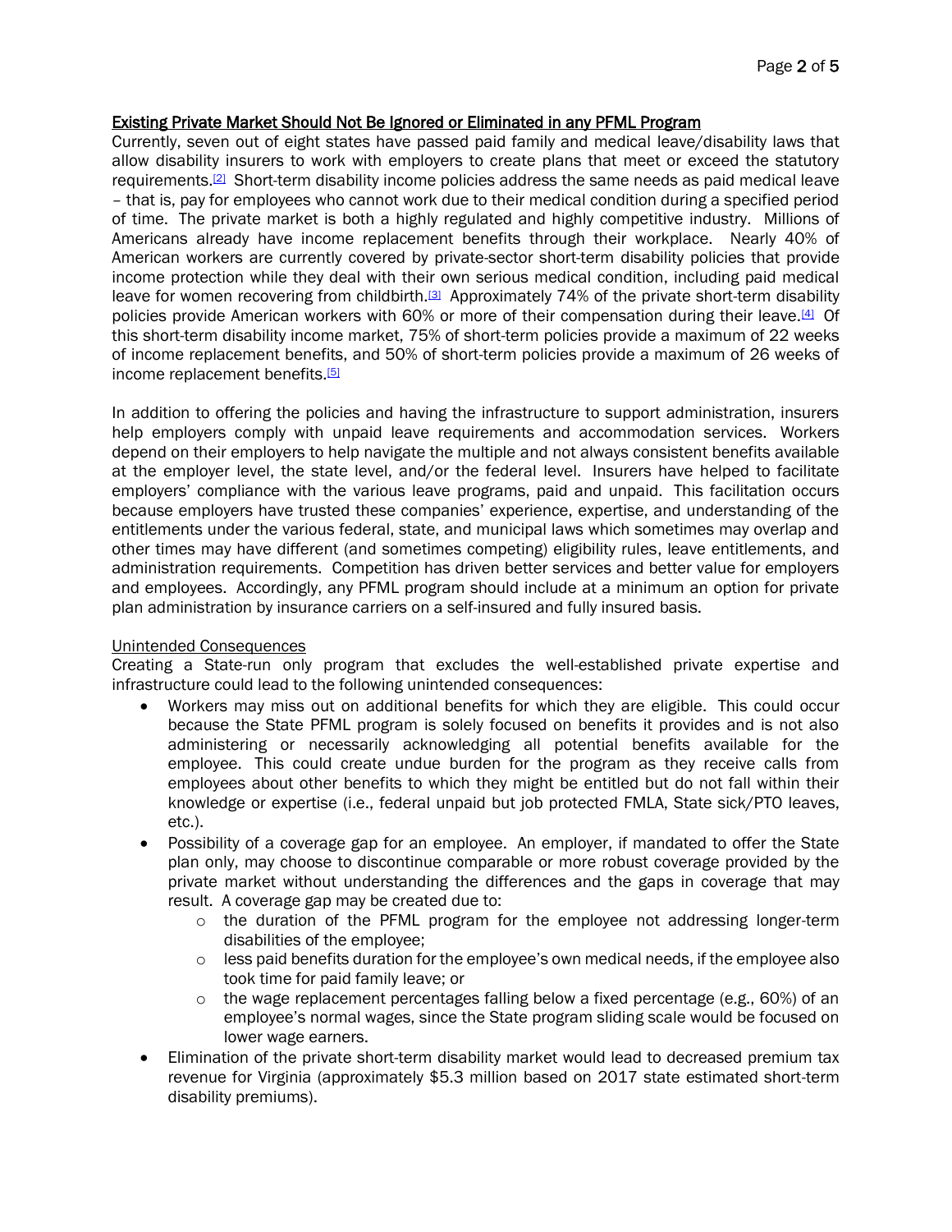## Existing Private Market Should Not Be Ignored or Eliminated in any PFML Program

Currently, seven out of eight states have passed paid family and medical leave/disability laws that allow disability insurers to work with employers to create plans that meet or exceed the statutory requirements.[2] Short-term disability income policies address the same needs as paid medical leave – that is, pay for employees who cannot work due to their medical condition during a specified period of time. The private market is both a highly regulated and highly competitive industry. Millions of Americans already have income replacement benefits through their workplace. Nearly 40% of American workers are currently covered by private-sector short-term disability policies that provide income protection while they deal with their own serious medical condition, including paid medical leave for women recovering from childbirth.[3] Approximately 74% of the private short-term disability policies provide American workers with 60% or more of their compensation during their leave.[4] Of this short-term disability income market, 75% of short-term policies provide a maximum of 22 weeks of income replacement benefits, and 50% of short-term policies provide a maximum of 26 weeks of income replacement benefits.[5]

In addition to offering the policies and having the infrastructure to support administration, insurers help employers comply with unpaid leave requirements and accommodation services. Workers depend on their employers to help navigate the multiple and not always consistent benefits available at the employer level, the state level, and/or the federal level. Insurers have helped to facilitate employers' compliance with the various leave programs, paid and unpaid. This facilitation occurs because employers have trusted these companies' experience, expertise, and understanding of the entitlements under the various federal, state, and municipal laws which sometimes may overlap and other times may have different (and sometimes competing) eligibility rules, leave entitlements, and administration requirements. Competition has driven better services and better value for employers and employees. Accordingly, any PFML program should include at a minimum an option for private plan administration by insurance carriers on a self-insured and fully insured basis.

### Unintended Consequences

Creating a State-run only program that excludes the well-established private expertise and infrastructure could lead to the following unintended consequences:

- Workers may miss out on additional benefits for which they are eligible. This could occur because the State PFML program is solely focused on benefits it provides and is not also administering or necessarily acknowledging all potential benefits available for the employee. This could create undue burden for the program as they receive calls from employees about other benefits to which they might be entitled but do not fall within their knowledge or expertise (i.e., federal unpaid but job protected FMLA, State sick/PTO leaves, etc.).
- Possibility of a coverage gap for an employee. An employer, if mandated to offer the State plan only, may choose to discontinue comparable or more robust coverage provided by the private market without understanding the differences and the gaps in coverage that may result. A coverage gap may be created due to:
  - the duration of the PFML program for the employee not addressing longer-term disabilities of the employee;
  - less paid benefits duration for the employee's own medical needs, if the employee also took time for paid family leave; or
  - the wage replacement percentages falling below a fixed percentage (e.g., 60%) of an employee's normal wages, since the State program sliding scale would be focused on lower wage earners.
- Elimination of the private short-term disability market would lead to decreased premium tax revenue for Virginia (approximately $5.3 million based on 2017 state estimated short-term disability premiums).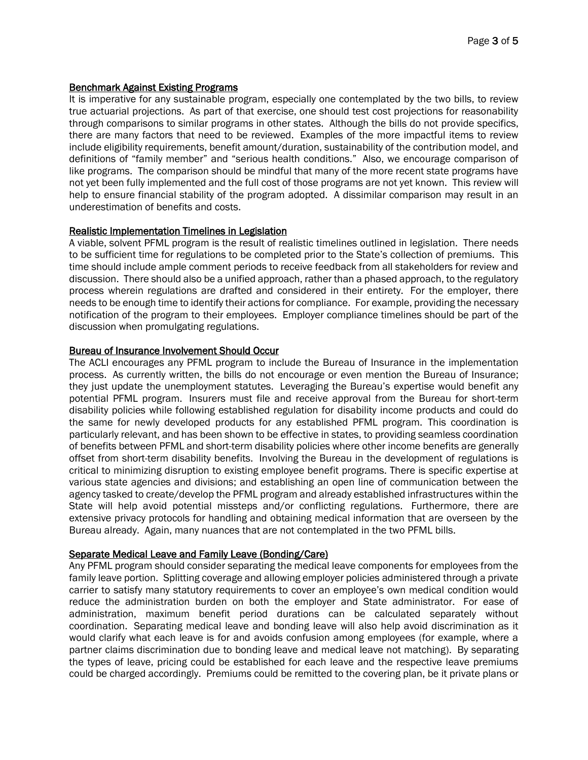## Benchmark Against Existing Programs

It is imperative for any sustainable program, especially one contemplated by the two bills, to review true actuarial projections. As part of that exercise, one should test cost projections for reasonability through comparisons to similar programs in other states. Although the bills do not provide specifics, there are many factors that need to be reviewed. Examples of the more impactful items to review include eligibility requirements, benefit amount/duration, sustainability of the contribution model, and definitions of "family member" and "serious health conditions." Also, we encourage comparison of like programs. The comparison should be mindful that many of the more recent state programs have not yet been fully implemented and the full cost of those programs are not yet known. This review will help to ensure financial stability of the program adopted. A dissimilar comparison may result in an underestimation of benefits and costs.

## Realistic Implementation Timelines in Legislation

A viable, solvent PFML program is the result of realistic timelines outlined in legislation. There needs to be sufficient time for regulations to be completed prior to the State's collection of premiums. This time should include ample comment periods to receive feedback from all stakeholders for review and discussion. There should also be a unified approach, rather than a phased approach, to the regulatory process wherein regulations are drafted and considered in their entirety. For the employer, there needs to be enough time to identify their actions for compliance. For example, providing the necessary notification of the program to their employees. Employer compliance timelines should be part of the discussion when promulgating regulations.

## Bureau of Insurance Involvement Should Occur

The ACLI encourages any PFML program to include the Bureau of Insurance in the implementation process. As currently written, the bills do not encourage or even mention the Bureau of Insurance; they just update the unemployment statutes. Leveraging the Bureau's expertise would benefit any potential PFML program. Insurers must file and receive approval from the Bureau for short-term disability policies while following established regulation for disability income products and could do the same for newly developed products for any established PFML program. This coordination is particularly relevant, and has been shown to be effective in states, to providing seamless coordination of benefits between PFML and short-term disability policies where other income benefits are generally offset from short-term disability benefits. Involving the Bureau in the development of regulations is critical to minimizing disruption to existing employee benefit programs. There is specific expertise at various state agencies and divisions; and establishing an open line of communication between the agency tasked to create/develop the PFML program and already established infrastructures within the State will help avoid potential missteps and/or conflicting regulations. Furthermore, there are extensive privacy protocols for handling and obtaining medical information that are overseen by the Bureau already. Again, many nuances that are not contemplated in the two PFML bills.

## Separate Medical Leave and Family Leave (Bonding/Care)

Any PFML program should consider separating the medical leave components for employees from the family leave portion. Splitting coverage and allowing employer policies administered through a private carrier to satisfy many statutory requirements to cover an employee's own medical condition would reduce the administration burden on both the employer and State administrator. For ease of administration, maximum benefit period durations can be calculated separately without coordination. Separating medical leave and bonding leave will also help avoid discrimination as it would clarify what each leave is for and avoids confusion among employees (for example, where a partner claims discrimination due to bonding leave and medical leave not matching). By separating the types of leave, pricing could be established for each leave and the respective leave premiums could be charged accordingly. Premiums could be remitted to the covering plan, be it private plans or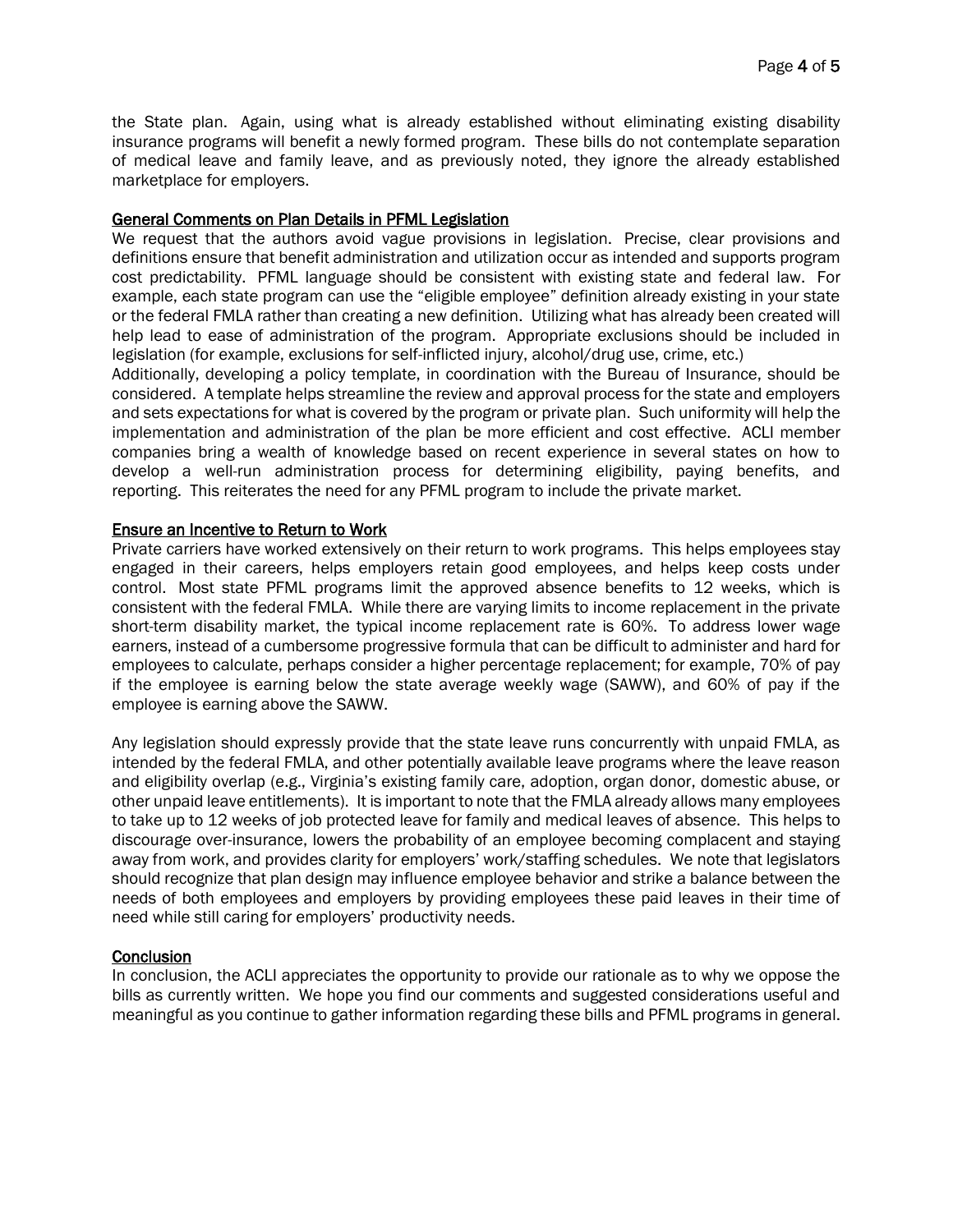the State plan. Again, using what is already established without eliminating existing disability insurance programs will benefit a newly formed program. These bills do not contemplate separation of medical leave and family leave, and as previously noted, they ignore the already established marketplace for employers.

## General Comments on Plan Details in PFML Legislation

We request that the authors avoid vague provisions in legislation. Precise, clear provisions and definitions ensure that benefit administration and utilization occur as intended and supports program cost predictability. PFML language should be consistent with existing state and federal law. For example, each state program can use the "eligible employee" definition already existing in your state or the federal FMLA rather than creating a new definition. Utilizing what has already been created will help lead to ease of administration of the program. Appropriate exclusions should be included in legislation (for example, exclusions for self-inflicted injury, alcohol/drug use, crime, etc.)

Additionally, developing a policy template, in coordination with the Bureau of Insurance, should be considered. A template helps streamline the review and approval process for the state and employers and sets expectations for what is covered by the program or private plan. Such uniformity will help the implementation and administration of the plan be more efficient and cost effective. ACLI member companies bring a wealth of knowledge based on recent experience in several states on how to develop a well-run administration process for determining eligibility, paying benefits, and reporting. This reiterates the need for any PFML program to include the private market.

## Ensure an Incentive to Return to Work

Private carriers have worked extensively on their return to work programs. This helps employees stay engaged in their careers, helps employers retain good employees, and helps keep costs under control. Most state PFML programs limit the approved absence benefits to 12 weeks, which is consistent with the federal FMLA. While there are varying limits to income replacement in the private short-term disability market, the typical income replacement rate is 60%. To address lower wage earners, instead of a cumbersome progressive formula that can be difficult to administer and hard for employees to calculate, perhaps consider a higher percentage replacement; for example, 70% of pay if the employee is earning below the state average weekly wage (SAWW), and 60% of pay if the employee is earning above the SAWW.

Any legislation should expressly provide that the state leave runs concurrently with unpaid FMLA, as intended by the federal FMLA, and other potentially available leave programs where the leave reason and eligibility overlap (e.g., Virginia's existing family care, adoption, organ donor, domestic abuse, or other unpaid leave entitlements). It is important to note that the FMLA already allows many employees to take up to 12 weeks of job protected leave for family and medical leaves of absence. This helps to discourage over-insurance, lowers the probability of an employee becoming complacent and staying away from work, and provides clarity for employers' work/staffing schedules. We note that legislators should recognize that plan design may influence employee behavior and strike a balance between the needs of both employees and employers by providing employees these paid leaves in their time of need while still caring for employers' productivity needs.

## Conclusion

In conclusion, the ACLI appreciates the opportunity to provide our rationale as to why we oppose the bills as currently written. We hope you find our comments and suggested considerations useful and meaningful as you continue to gather information regarding these bills and PFML programs in general.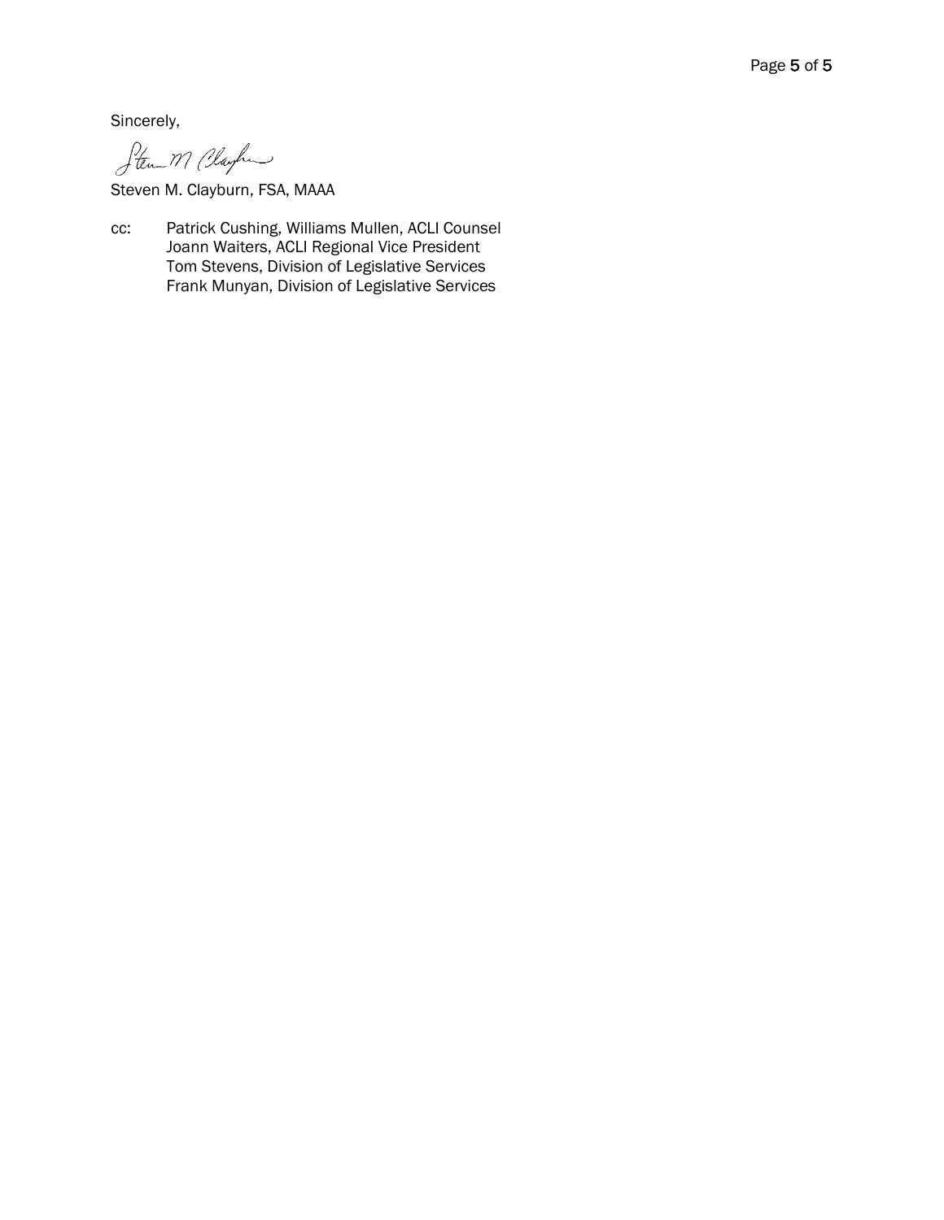Sincerely,

Steven M. Clayburn, FSA, MAAA

cc: Patrick Cushing, Williams Mullen, ACLI Counsel
Joann Waiters, ACLI Regional Vice President
Tom Stevens, Division of Legislative Services
Frank Munyan, Division of Legislative Services